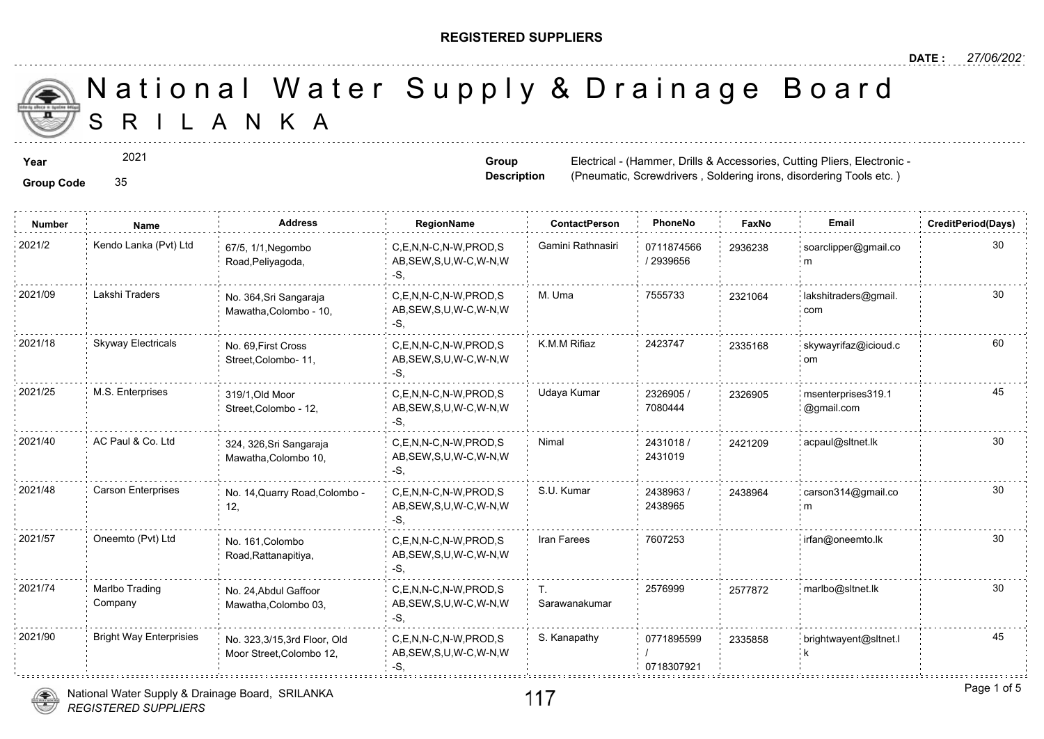**REGISTERED SUPPLIERS**

**DATE :** 27/06/2021

# National Water Supply & Drainage Board
## SRILANKA

**Year** 2021

**Group Code** 35

**Group Description** Electrical - (Hammer, Drills & Accessories, Cutting Pliers, Electronic - (Pneumatic, Screwdrivers , Soldering irons, disordering Tools etc. )

| Number | Name | Address | RegionName | ContactPerson | PhoneNo | FaxNo | Email | CreditPeriod(Days) |
|---|---|---|---|---|---|---|---|---|
| 2021/2 | Kendo Lanka (Pvt) Ltd | 67/5, 1/1,Negombo Road,Peliyagoda, | C,E,N,N-C,N-W,PROD,SAB,SEW,S,U,W-C,W-N,W-S, | Gamini Rathnasiri | 0711874566 / 2939656 | 2936238 | soarclipper@gmail.com | 30 |
| 2021/09 | Lakshi Traders | No. 364,Sri Sangaraja Mawatha,Colombo - 10, | C,E,N,N-C,N-W,PROD,SAB,SEW,S,U,W-C,W-N,W-S, | M. Uma | 7555733 | 2321064 | lakshitraders@gmail.com | 30 |
| 2021/18 | Skyway Electricals | No. 69,First Cross Street,Colombo- 11, | C,E,N,N-C,N-W,PROD,SAB,SEW,S,U,W-C,W-N,W-S, | K.M.M Rifiaz | 2423747 | 2335168 | skywayrifaz@icioud.com | 60 |
| 2021/25 | M.S. Enterprises | 319/1,Old Moor Street,Colombo - 12, | C,E,N,N-C,N-W,PROD,SAB,SEW,S,U,W-C,W-N,W-S, | Udaya Kumar | 2326905 / 7080444 | 2326905 | msenterprises319.1@gmail.com | 45 |
| 2021/40 | AC Paul & Co. Ltd | 324, 326,Sri Sangaraja Mawatha,Colombo 10, | C,E,N,N-C,N-W,PROD,SAB,SEW,S,U,W-C,W-N,W-S, | Nimal | 2431018 / 2431019 | 2421209 | acpaul@sltnet.lk | 30 |
| 2021/48 | Carson Enterprises | No. 14,Quarry Road,Colombo - 12, | C,E,N,N-C,N-W,PROD,SAB,SEW,S,U,W-C,W-N,W-S, | S.U. Kumar | 2438963 / 2438965 | 2438964 | carson314@gmail.com | 30 |
| 2021/57 | Oneemto (Pvt) Ltd | No. 161,Colombo Road,Rattanapitiya, | C,E,N,N-C,N-W,PROD,SAB,SEW,S,U,W-C,W-N,W-S, | Iran Farees | 7607253 | | irfan@oneemto.lk | 30 |
| 2021/74 | Marlbo Trading Company | No. 24,Abdul Gaffoor Mawatha,Colombo 03, | C,E,N,N-C,N-W,PROD,SAB,SEW,S,U,W-C,W-N,W-S, | T. Sarawanakumar | 2576999 | 2577872 | marlbo@sltnet.lk | 30 |
| 2021/90 | Bright Way Enterprisies | No. 323,3/15,3rd Floor, Old Moor Street,Colombo 12, | C,E,N,N-C,N-W,PROD,SAB,SEW,S,U,W-C,W-N,W-S, | S. Kanapathy | 0771895599 / 0718307921 | 2335858 | brightwayent@sltnet.lk | 45 |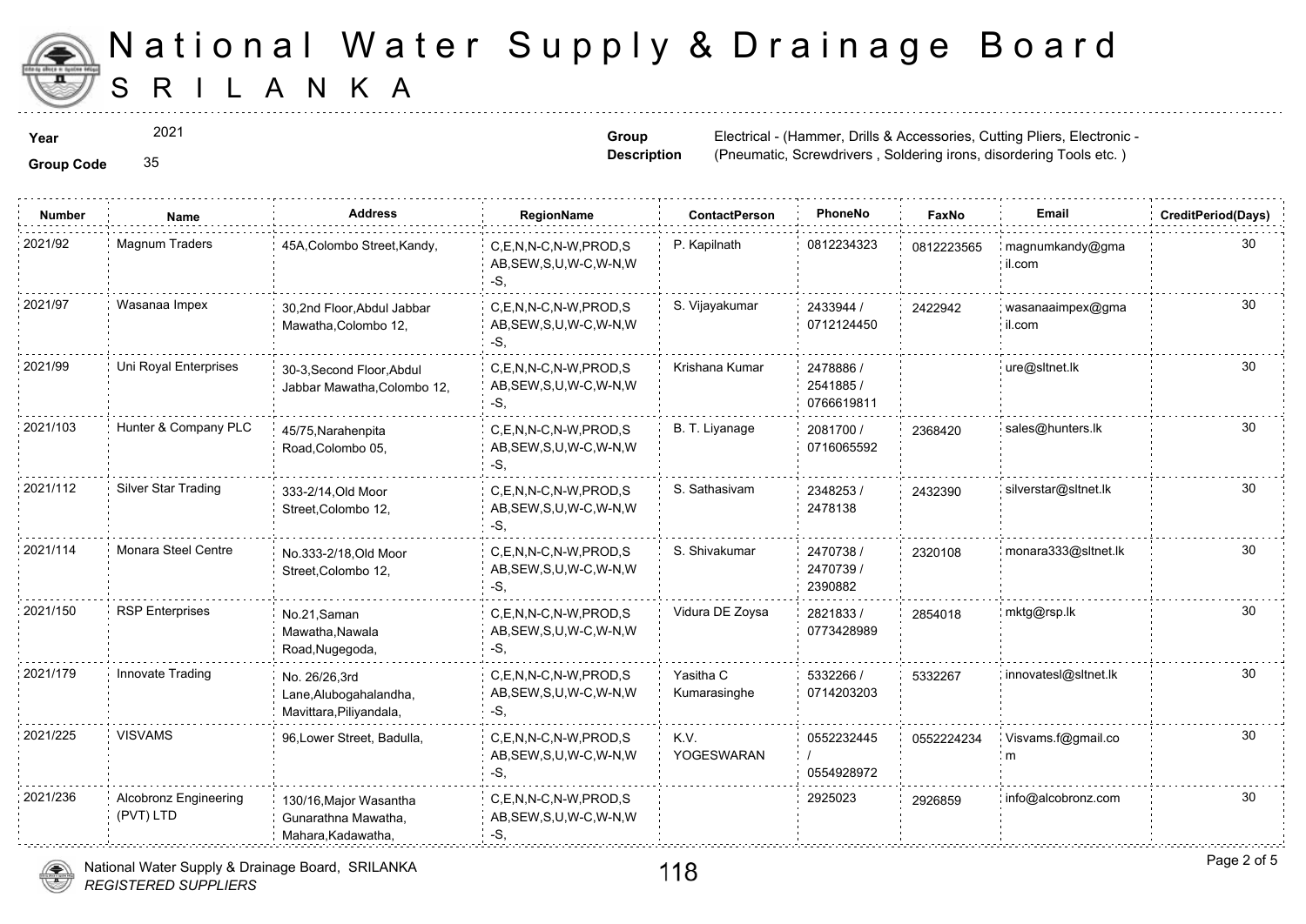# National Water Supply & Drainage Board
# SRILANKA

**Year** 2021

**Group Code** 35

**Group Description** Electrical - (Hammer, Drills & Accessories, Cutting Pliers, Electronic - (Pneumatic, Screwdrivers , Soldering irons, disordering Tools etc. )

| Number | Name | Address | RegionName | ContactPerson | PhoneNo | FaxNo | Email | CreditPeriod(Days) |
|---|---|---|---|---|---|---|---|---|
| 2021/92 | Magnum Traders | 45A,Colombo Street,Kandy, | C,E,N,N-C,N-W,PROD,SAB,SEW,S,U,W-C,W-N,W-S, | P. Kapilnath | 0812234323 | 0812223565 | magnumkandy@gmail.com | 30 |
| 2021/97 | Wasanaa Impex | 30,2nd Floor,Abdul Jabbar Mawatha,Colombo 12, | C,E,N,N-C,N-W,PROD,SAB,SEW,S,U,W-C,W-N,W-S, | S. Vijayakumar | 2433944 / 0712124450 | 2422942 | wasanaaimpex@gmail.com | 30 |
| 2021/99 | Uni Royal Enterprises | 30-3,Second Floor,Abdul Jabbar Mawatha,Colombo 12, | C,E,N,N-C,N-W,PROD,SAB,SEW,S,U,W-C,W-N,W-S, | Krishana Kumar | 2478886 / 2541885 / 0766619811 | | ure@sltnet.lk | 30 |
| 2021/103 | Hunter & Company PLC | 45/75,Narahenpita Road,Colombo 05, | C,E,N,N-C,N-W,PROD,SAB,SEW,S,U,W-C,W-N,W-S, | B. T. Liyanage | 2081700 / 0716065592 | 2368420 | sales@hunters.lk | 30 |
| 2021/112 | Silver Star Trading | 333-2/14,Old Moor Street,Colombo 12, | C,E,N,N-C,N-W,PROD,SAB,SEW,S,U,W-C,W-N,W-S, | S. Sathasivam | 2348253 / 2478138 | 2432390 | silverstar@sltnet.lk | 30 |
| 2021/114 | Monara Steel Centre | No.333-2/18,Old Moor Street,Colombo 12, | C,E,N,N-C,N-W,PROD,SAB,SEW,S,U,W-C,W-N,W-S, | S. Shivakumar | 2470738 / 2470739 / 2390882 | 2320108 | monara333@sltnet.lk | 30 |
| 2021/150 | RSP Enterprises | No.21,Saman Mawatha,Nawala Road,Nugegoda, | C,E,N,N-C,N-W,PROD,SAB,SEW,S,U,W-C,W-N,W-S, | Vidura DE Zoysa | 2821833 / 0773428989 | 2854018 | mktg@rsp.lk | 30 |
| 2021/179 | Innovate Trading | No. 26/26,3rd Lane,Alubogahalandha, Mavittara,Piliyandala, | C,E,N,N-C,N-W,PROD,SAB,SEW,S,U,W-C,W-N,W-S, | Yasitha C Kumarasinghe | 5332266 / 0714203203 | 5332267 | innovatesl@sltnet.lk | 30 |
| 2021/225 | VISVAMS | 96,Lower Street, Badulla, | C,E,N,N-C,N-W,PROD,SAB,SEW,S,U,W-C,W-N,W-S, | K.V. YOGESWARAN | 0552232445 / 0554928972 | 0552224234 | Visvams.f@gmail.com | 30 |
| 2021/236 | Alcobronz Engineering (PVT) LTD | 130/16,Major Wasantha Gunarathna Mawatha, Mahara,Kadawatha, | C,E,N,N-C,N-W,PROD,SAB,SEW,S,U,W-C,W-N,W-S, | | 2925023 | 2926859 | info@alcobronz.com | 30 |

National Water Supply & Drainage Board, SRILANKA
*REGISTERED SUPPLIERS*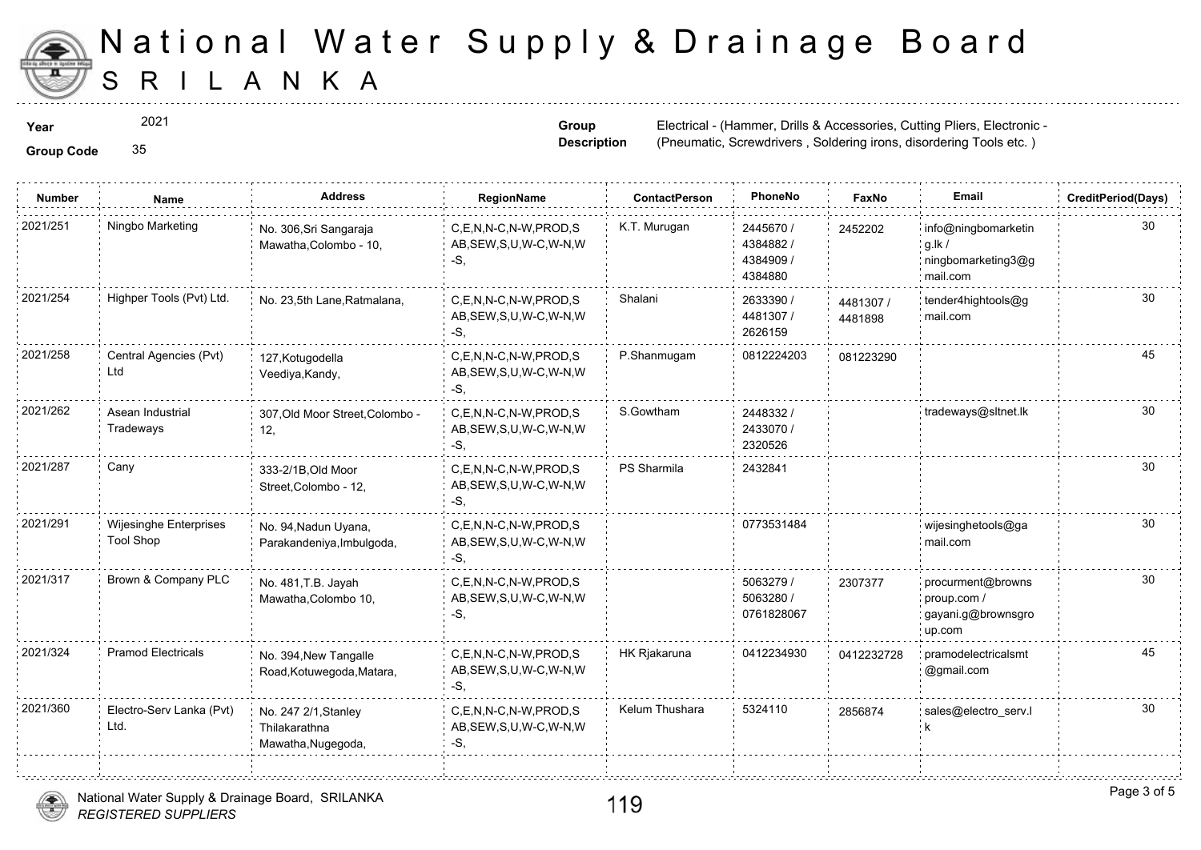# National Water Supply & Drainage Board
## SRI LANKA

**Year** 2021

**Group Code** 35

**Group Description** Electrical - (Hammer, Drills & Accessories, Cutting Pliers, Electronic - (Pneumatic, Screwdrivers , Soldering irons, disordering Tools etc. )

| Number | Name | Address | RegionName | ContactPerson | PhoneNo | FaxNo | Email | CreditPeriod(Days) |
|---|---|---|---|---|---|---|---|---|
| 2021/251 | Ningbo Marketing | No. 306,Sri Sangaraja Mawatha,Colombo - 10, | C,E,N,N-C,N-W,PROD,SAB,SEW,S,U,W-C,W-N,W-S, | K.T. Murugan | 2445670 / 4384882 / 4384909 / 4384880 | 2452202 | info@ningbomarketing.lk / ningbomarketing3@gmail.com | 30 |
| 2021/254 | Highper Tools (Pvt) Ltd. | No. 23,5th Lane,Ratmalana, | C,E,N,N-C,N-W,PROD,SAB,SEW,S,U,W-C,W-N,W-S, | Shalani | 2633390 / 4481307 / 2626159 | 4481307 / 4481898 | tender4hightools@gmail.com | 30 |
| 2021/258 | Central Agencies (Pvt) Ltd | 127,Kotugodella Veediya,Kandy, | C,E,N,N-C,N-W,PROD,SAB,SEW,S,U,W-C,W-N,W-S, | P.Shanmugam | 0812224203 | 081223290 | | 45 |
| 2021/262 | Asean Industrial Tradeways | 307,Old Moor Street,Colombo - 12, | C,E,N,N-C,N-W,PROD,SAB,SEW,S,U,W-C,W-N,W-S, | S.Gowtham | 2448332 / 2433070 / 2320526 | | tradeways@sltnet.lk | 30 |
| 2021/287 | Cany | 333-2/1B,Old Moor Street,Colombo - 12, | C,E,N,N-C,N-W,PROD,SAB,SEW,S,U,W-C,W-N,W-S, | PS Sharmila | 2432841 | | | 30 |
| 2021/291 | Wijesinghe Enterprises Tool Shop | No. 94,Nadun Uyana, Parakandeniya,Imbulgoda, | C,E,N,N-C,N-W,PROD,SAB,SEW,S,U,W-C,W-N,W-S, | | 0773531484 | | wijesinghetools@gamail.com | 30 |
| 2021/317 | Brown & Company PLC | No. 481,T.B. Jayah Mawatha,Colombo 10, | C,E,N,N-C,N-W,PROD,SAB,SEW,S,U,W-C,W-N,W-S, | | 5063279 / 5063280 / 0761828067 | 2307377 | procurment@brownsproup.com / gayani.g@brownsgroup.com | 30 |
| 2021/324 | Pramod Electricals | No. 394,New Tangalle Road,Kotuwegoda,Matara, | C,E,N,N-C,N-W,PROD,SAB,SEW,S,U,W-C,W-N,W-S, | HK Rjakaruna | 0412234930 | 0412232728 | pramodelectricalsmt@gmail.com | 45 |
| 2021/360 | Electro-Serv Lanka (Pvt) Ltd. | No. 247 2/1,Stanley Thilakarathna Mawatha,Nugegoda, | C,E,N,N-C,N-W,PROD,SAB,SEW,S,U,W-C,W-N,W-S, | Kelum Thushara | 5324110 | 2856874 | sales@electro_serv.lk | 30 |

National Water Supply & Drainage Board, SRILANKA
*REGISTERED SUPPLIERS*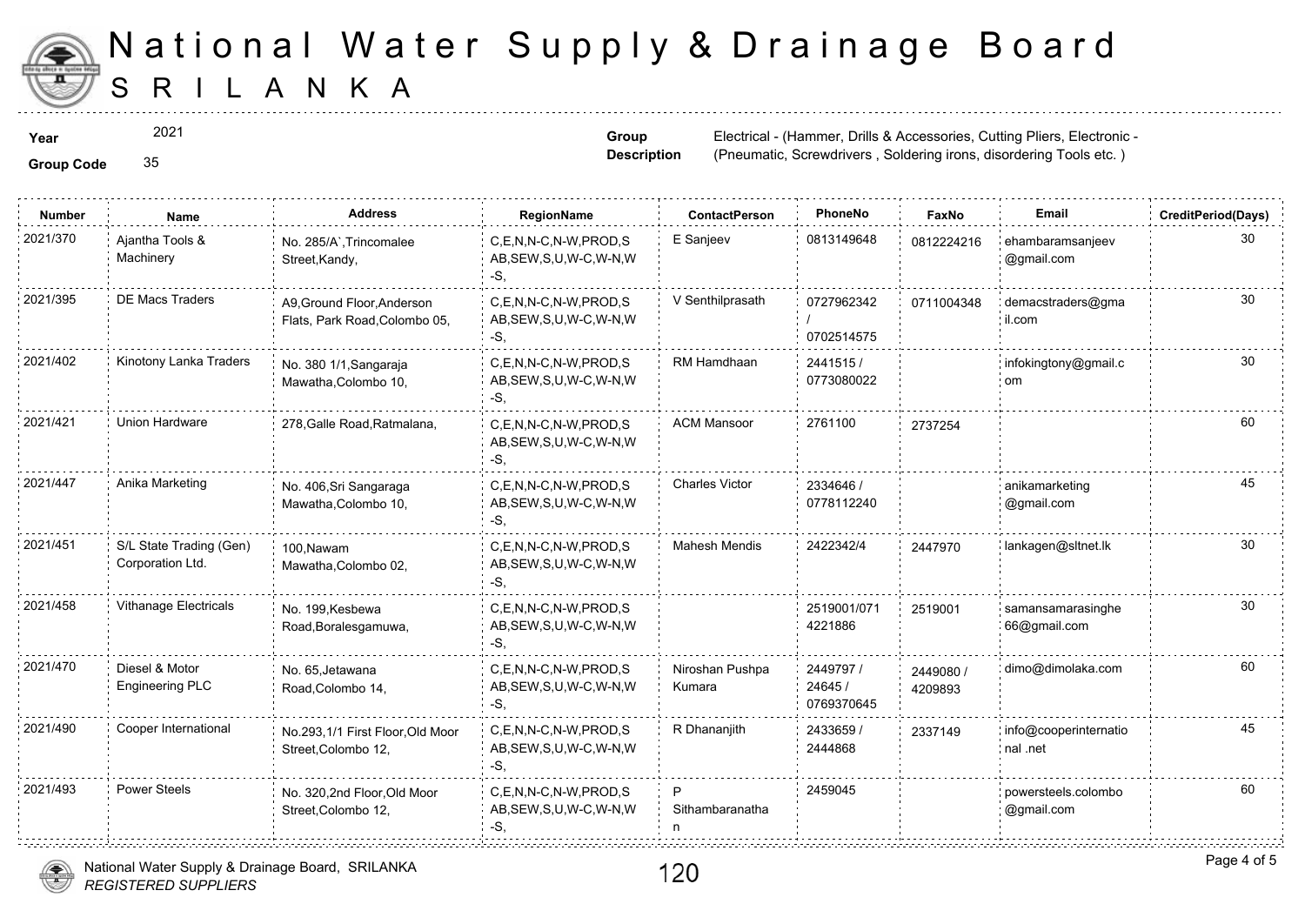# National Water Supply & Drainage Board
## SRILANKA

**Year** 2021

**Group Code** 35

**Group Description** Electrical - (Hammer, Drills & Accessories, Cutting Pliers, Electronic - (Pneumatic, Screwdrivers , Soldering irons, disordering Tools etc. )

| Number | Name | Address | RegionName | ContactPerson | PhoneNo | FaxNo | Email | CreditPeriod(Days) |
|---|---|---|---|---|---|---|---|---|
| 2021/370 | Ajantha Tools & Machinery | No. 285/A`,Trincomalee Street,Kandy, | C,E,N,N-C,N-W,PROD,SAB,SEW,S,U,W-C,W-N,W-S, | E Sanjeev | 0813149648 | 0812224216 | ehambaramsanjeev@gmail.com | 30 |
| 2021/395 | DE Macs Traders | A9,Ground Floor,Anderson Flats, Park Road,Colombo 05, | C,E,N,N-C,N-W,PROD,SAB,SEW,S,U,W-C,W-N,W-S, | V Senthilprasath | 0727962342 / 0702514575 | 0711004348 | demacstraders@gmail.com | 30 |
| 2021/402 | Kinotony Lanka Traders | No. 380 1/1,Sangaraja Mawatha,Colombo 10, | C,E,N,N-C,N-W,PROD,SAB,SEW,S,U,W-C,W-N,W-S, | RM Hamdhaan | 2441515 / 0773080022 | | infokingtony@gmail.com | 30 |
| 2021/421 | Union Hardware | 278,Galle Road,Ratmalana, | C,E,N,N-C,N-W,PROD,SAB,SEW,S,U,W-C,W-N,W-S, | ACM Mansoor | 2761100 | 2737254 | | 60 |
| 2021/447 | Anika Marketing | No. 406,Sri Sangaraga Mawatha,Colombo 10, | C,E,N,N-C,N-W,PROD,SAB,SEW,S,U,W-C,W-N,W-S, | Charles Victor | 2334646 / 0778112240 | | anikamarketing@gmail.com | 45 |
| 2021/451 | S/L State Trading (Gen) Corporation Ltd. | 100,Nawam Mawatha,Colombo 02, | C,E,N,N-C,N-W,PROD,SAB,SEW,S,U,W-C,W-N,W-S, | Mahesh Mendis | 2422342/4 | 2447970 | lankagen@sltnet.lk | 30 |
| 2021/458 | Vithanage Electricals | No. 199,Kesbewa Road,Boralesgamuwa, | C,E,N,N-C,N-W,PROD,SAB,SEW,S,U,W-C,W-N,W-S, | | 2519001/0714221886 | 2519001 | samansamarasinghe66@gmail.com | 30 |
| 2021/470 | Diesel & Motor Engineering PLC | No. 65,Jetawana Road,Colombo 14, | C,E,N,N-C,N-W,PROD,SAB,SEW,S,U,W-C,W-N,W-S, | Niroshan Pushpa Kumara | 2449797 / 24645 / 0769370645 | 2449080 / 4209893 | dimo@dimolaka.com | 60 |
| 2021/490 | Cooper International | No.293,1/1 First Floor,Old Moor Street,Colombo 12, | C,E,N,N-C,N-W,PROD,SAB,SEW,S,U,W-C,W-N,W-S, | R Dhananjith | 2433659 / 2444868 | 2337149 | info@cooperinternational .net | 45 |
| 2021/493 | Power Steels | No. 320,2nd Floor,Old Moor Street,Colombo 12, | C,E,N,N-C,N-W,PROD,SAB,SEW,S,U,W-C,W-N,W-S, | P Sithambaranathan | 2459045 | | powersteels.colombo@gmail.com | 60 |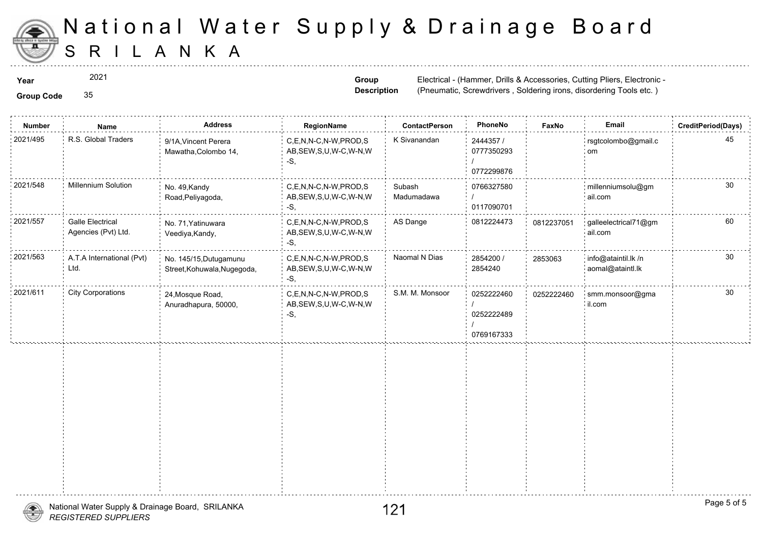# National Water Supply & Drainage Board
## SRILANKA

**Year** 2021

**Group Code** 35

**Group Description** Electrical - (Hammer, Drills & Accessories, Cutting Pliers, Electronic - (Pneumatic, Screwdrivers , Soldering irons, disordering Tools etc. )

| Number | Name | Address | RegionName | ContactPerson | PhoneNo | FaxNo | Email | CreditPeriod(Days) |
|---|---|---|---|---|---|---|---|---|
| 2021/495 | R.S. Global Traders | 9/1A,Vincent Perera Mawatha,Colombo 14, | C,E,N,N-C,N-W,PROD,SAB,SEW,S,U,W-C,W-N,W-S, | K Sivanandan | 2444357 / 0777350293 / 0772299876 | | rsgtcolombo@gmail.com | 45 |
| 2021/548 | Millennium Solution | No. 49,Kandy Road,Peliyagoda, | C,E,N,N-C,N-W,PROD,SAB,SEW,S,U,W-C,W-N,W-S, | Subash Madumadawa | 0766327580 / 0117090701 | | millenniumsolu@gmail.com | 30 |
| 2021/557 | Galle Electrical Agencies (Pvt) Ltd. | No. 71,Yatinuwara Veediya,Kandy, | C,E,N,N-C,N-W,PROD,SAB,SEW,S,U,W-C,W-N,W-S, | AS Dange | 0812224473 | 0812237051 | galleelectrical71@gmail.com | 60 |
| 2021/563 | A.T.A International (Pvt) Ltd. | No. 145/15,Dutugamunu Street,Kohuwala,Nugegoda, | C,E,N,N-C,N-W,PROD,SAB,SEW,S,U,W-C,W-N,W-S, | Naomal N Dias | 2854200 / 2854240 | 2853063 | info@ataintl.lk /n aomal@ataintl.lk | 30 |
| 2021/611 | City Corporations | 24,Mosque Road, Anuradhapura, 50000, | C,E,N,N-C,N-W,PROD,SAB,SEW,S,U,W-C,W-N,W-S, | S.M. M. Monsoor | 0252222460 / 0252222489 / 0769167333 | 0252222460 | smm.monsoor@gmail.com | 30 |

National Water Supply & Drainage Board, SRILANKA
*REGISTERED SUPPLIERS*